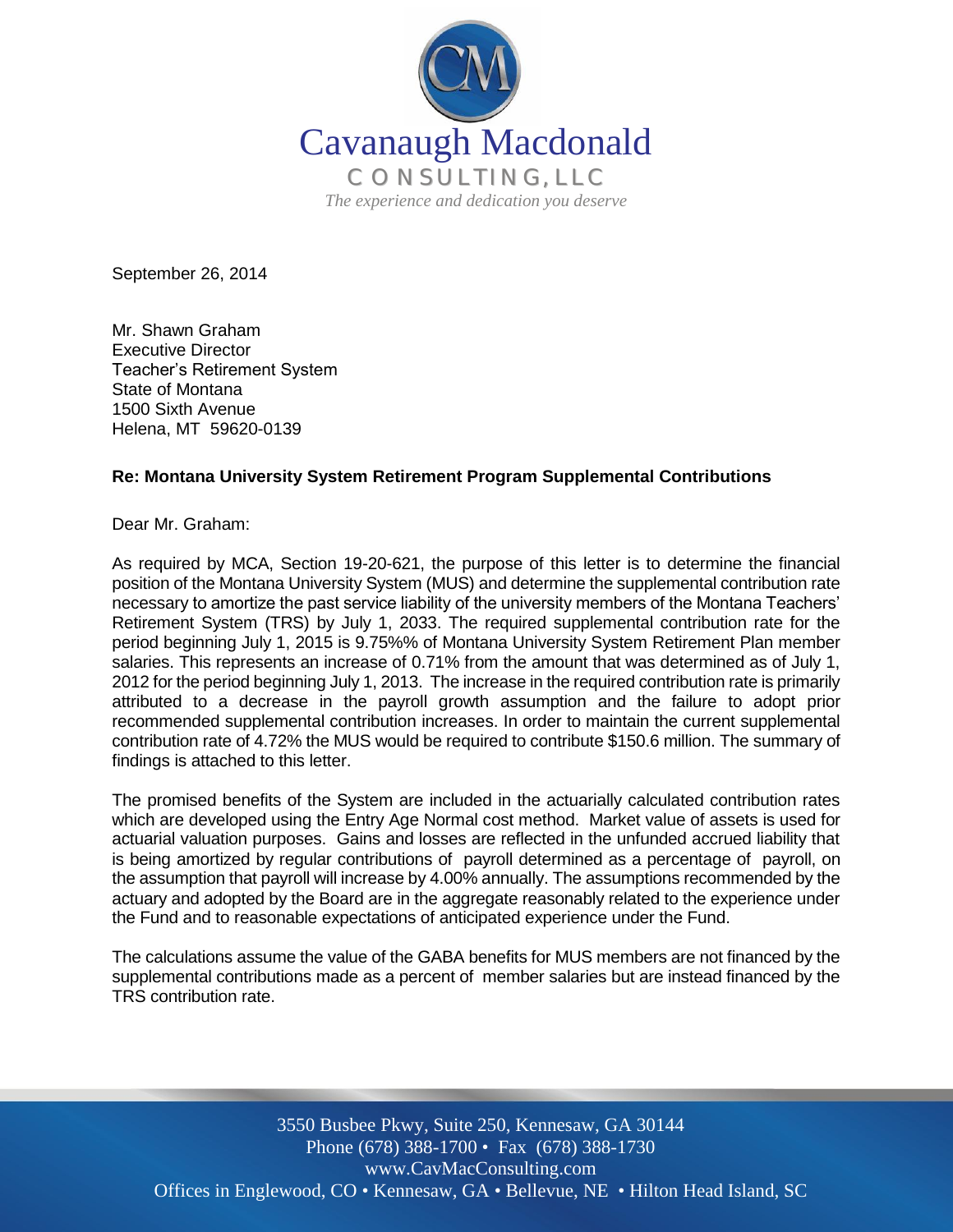Cavanaugh Macdonald

CONSULTING, LLC

*The experience and dedication you deserve*

September 26, 2014

Mr. Shawn Graham
Executive Director
Teacher's Retirement System
State of Montana
1500 Sixth Avenue
Helena, MT 59620-0139

**Re: Montana University System Retirement Program Supplemental Contributions**

Dear Mr. Graham:

As required by MCA, Section 19-20-621, the purpose of this letter is to determine the financial position of the Montana University System (MUS) and determine the supplemental contribution rate necessary to amortize the past service liability of the university members of the Montana Teachers' Retirement System (TRS) by July 1, 2033. The required supplemental contribution rate for the period beginning July 1, 2015 is 9.75%% of Montana University System Retirement Plan member salaries. This represents an increase of 0.71% from the amount that was determined as of July 1, 2012 for the period beginning July 1, 2013. The increase in the required contribution rate is primarily attributed to a decrease in the payroll growth assumption and the failure to adopt prior recommended supplemental contribution increases. In order to maintain the current supplemental contribution rate of 4.72% the MUS would be required to contribute $150.6 million. The summary of findings is attached to this letter.

The promised benefits of the System are included in the actuarially calculated contribution rates which are developed using the Entry Age Normal cost method. Market value of assets is used for actuarial valuation purposes. Gains and losses are reflected in the unfunded accrued liability that is being amortized by regular contributions of payroll determined as a percentage of payroll, on the assumption that payroll will increase by 4.00% annually. The assumptions recommended by the actuary and adopted by the Board are in the aggregate reasonably related to the experience under the Fund and to reasonable expectations of anticipated experience under the Fund.

The calculations assume the value of the GABA benefits for MUS members are not financed by the supplemental contributions made as a percent of member salaries but are instead financed by the TRS contribution rate.

3550 Busbee Pkwy, Suite 250, Kennesaw, GA 30144
Phone (678) 388-1700 • Fax (678) 388-1730
www.CavMacConsulting.com
Offices in Englewood, CO • Kennesaw, GA • Bellevue, NE • Hilton Head Island, SC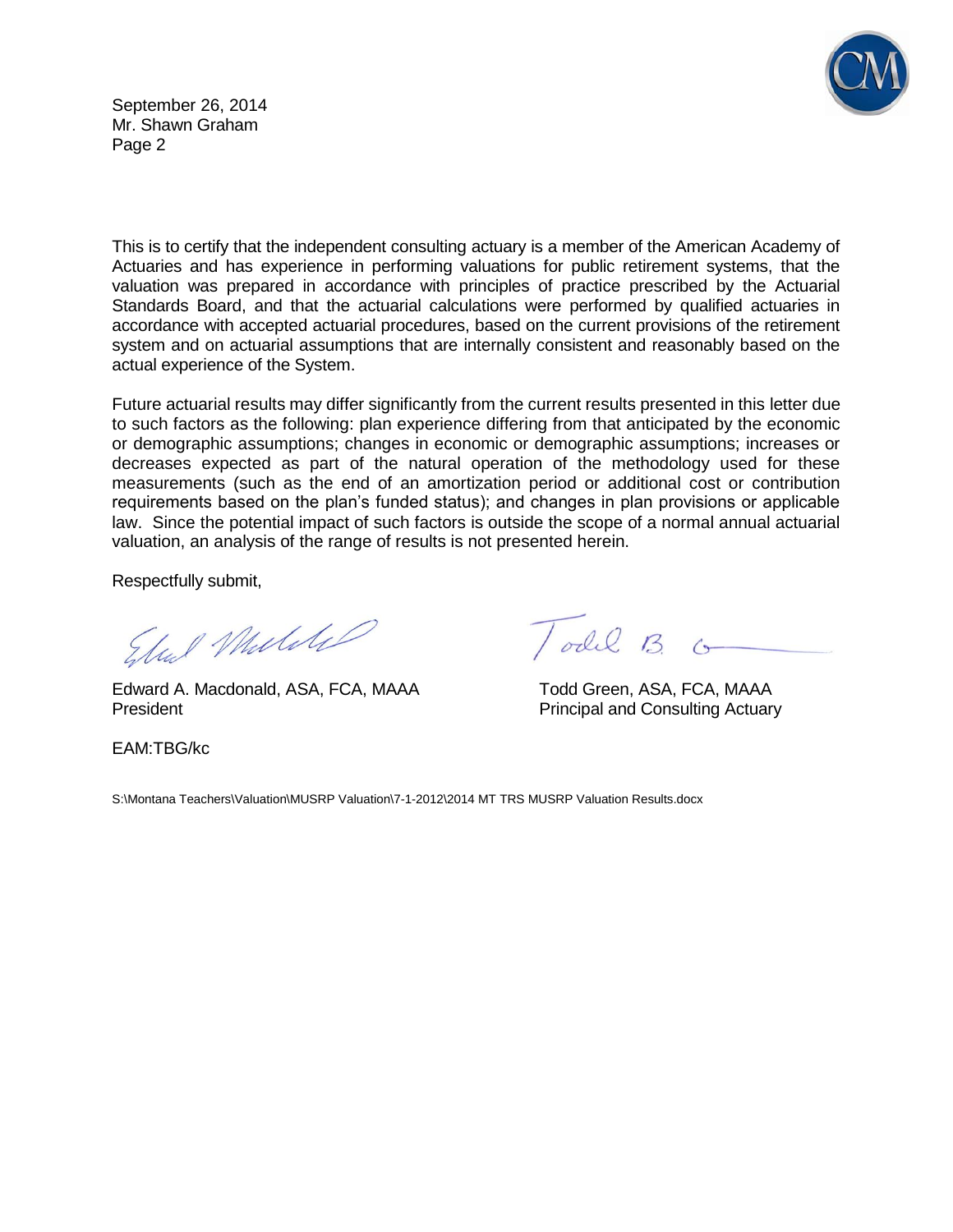This is to certify that the independent consulting actuary is a member of the American Academy of Actuaries and has experience in performing valuations for public retirement systems, that the valuation was prepared in accordance with principles of practice prescribed by the Actuarial Standards Board, and that the actuarial calculations were performed by qualified actuaries in accordance with accepted actuarial procedures, based on the current provisions of the retirement system and on actuarial assumptions that are internally consistent and reasonably based on the actual experience of the System.

Future actuarial results may differ significantly from the current results presented in this letter due to such factors as the following: plan experience differing from that anticipated by the economic or demographic assumptions; changes in economic or demographic assumptions; increases or decreases expected as part of the natural operation of the methodology used for these measurements (such as the end of an amortization period or additional cost or contribution requirements based on the plan's funded status); and changes in plan provisions or applicable law. Since the potential impact of such factors is outside the scope of a normal annual actuarial valuation, an analysis of the range of results is not presented herein.

Respectfully submit,

Edward A. Macdonald, ASA, FCA, MAAA
President

Todd Green, ASA, FCA, MAAA
Principal and Consulting Actuary

EAM:TBG/kc

S:\Montana Teachers\Valuation\MUSRP Valuation\7-1-2012\2014 MT TRS MUSRP Valuation Results.docx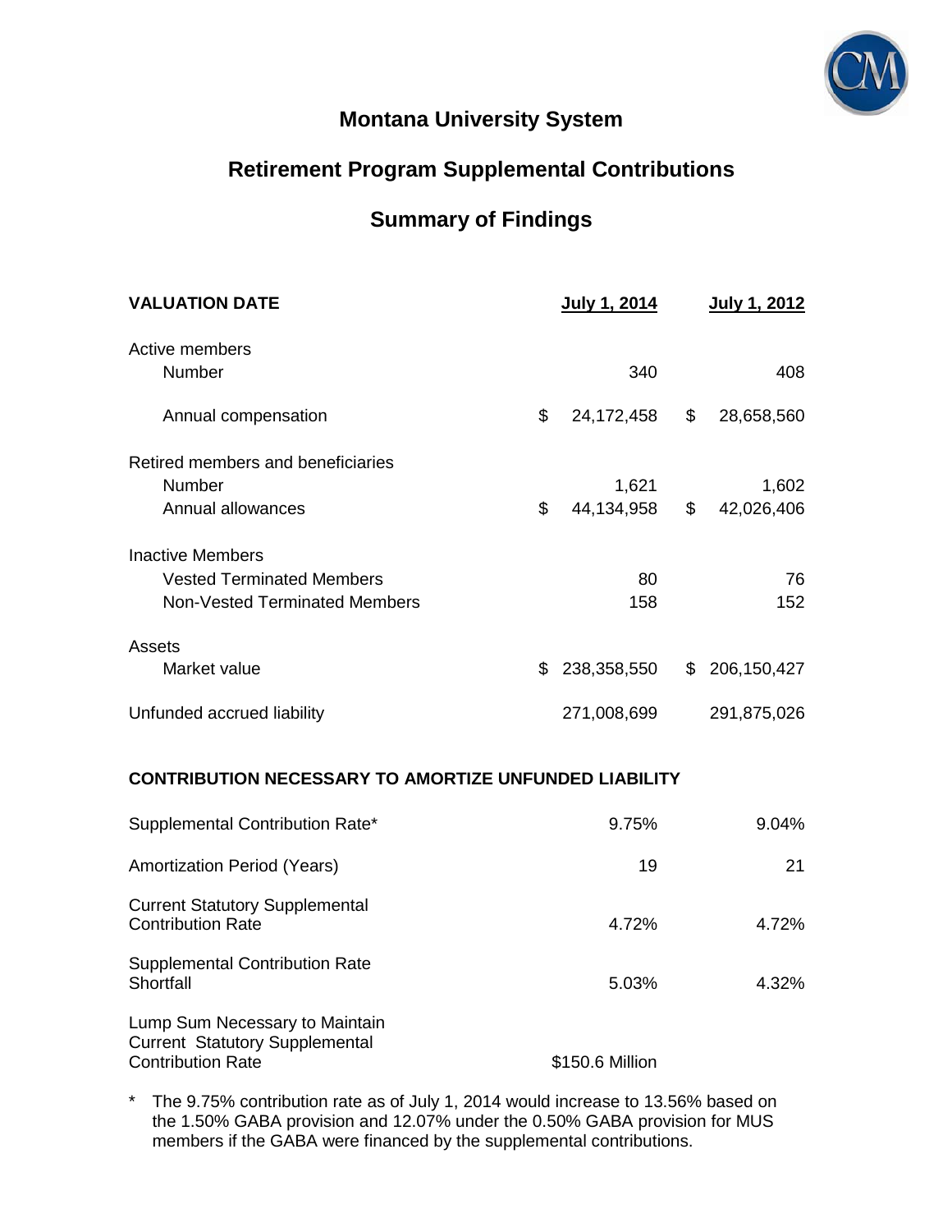# Montana University System

## Retirement Program Supplemental Contributions

## Summary of Findings

| VALUATION DATE | July 1, 2014 | July 1, 2012 |
|---|---|---|
| Active members | | |
| Number | 340 | 408 |
| Annual compensation | $ 24,172,458 | $ 28,658,560 |
| Retired members and beneficiaries | | |
| Number | 1,621 | 1,602 |
| Annual allowances | $ 44,134,958 | $ 42,026,406 |
| Inactive Members | | |
| Vested Terminated Members | 80 | 76 |
| Non-Vested Terminated Members | 158 | 152 |
| Assets | | |
| Market value | $ 238,358,550 | $ 206,150,427 |
| Unfunded accrued liability | 271,008,699 | 291,875,026 |

**CONTRIBUTION NECESSARY TO AMORTIZE UNFUNDED LIABILITY**

| | | |
|---|---|---|
| Supplemental Contribution Rate* | 9.75% | 9.04% |
| Amortization Period (Years) | 19 | 21 |
| Current Statutory Supplemental Contribution Rate | 4.72% | 4.72% |
| Supplemental Contribution Rate Shortfall | 5.03% | 4.32% |
| Lump Sum Necessary to Maintain Current Statutory Supplemental Contribution Rate | $150.6 Million | |

\* The 9.75% contribution rate as of July 1, 2014 would increase to 13.56% based on the 1.50% GABA provision and 12.07% under the 0.50% GABA provision for MUS members if the GABA were financed by the supplemental contributions.